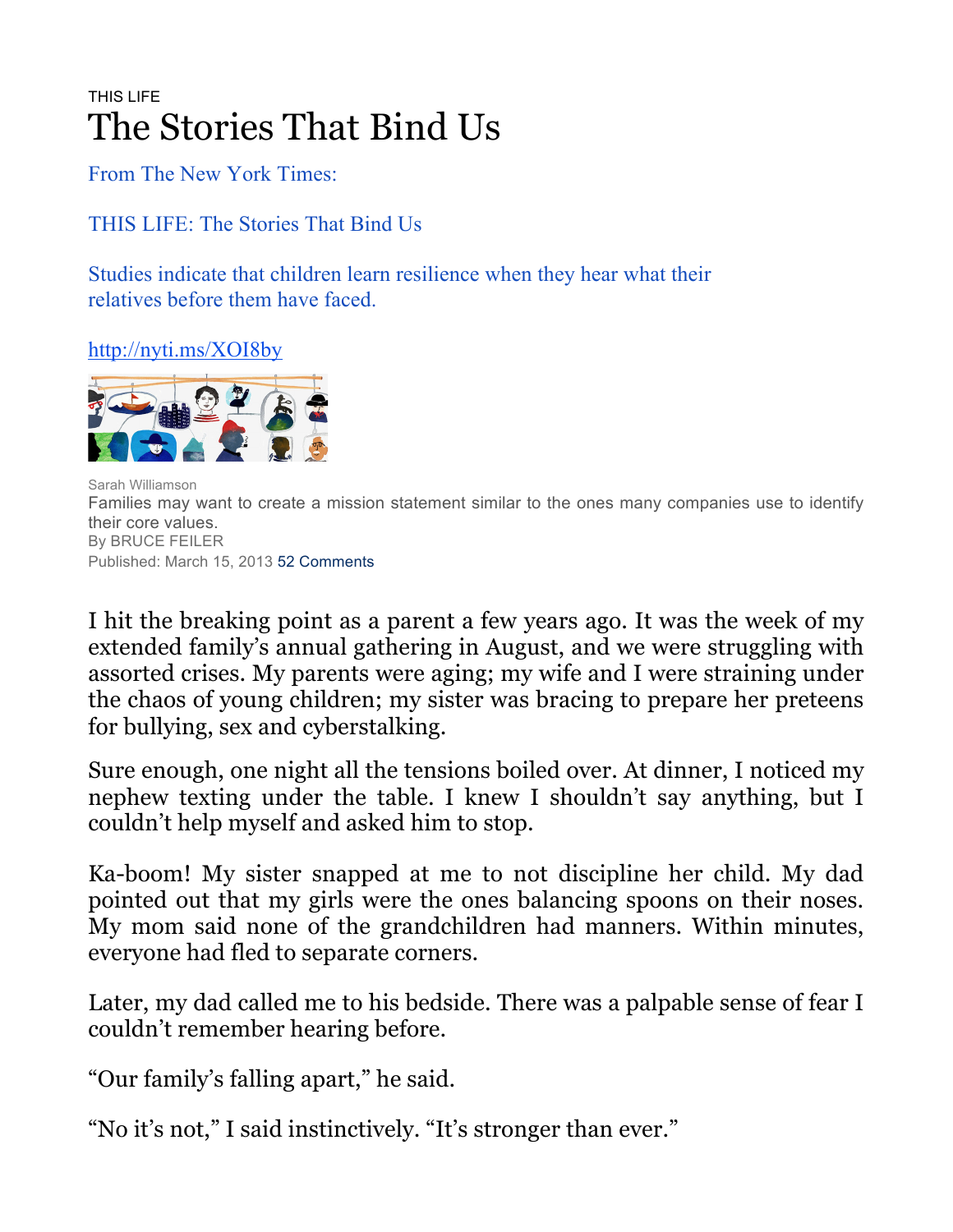THIS LIFE

# The Stories That Bind Us

From The New York Times:

THIS LIFE: The Stories That Bind Us

Studies indicate that children learn resilience when they hear what their relatives before them have faced.

http://nyti.ms/XOI8by

Sarah Williamson

Families may want to create a mission statement similar to the ones many companies use to identify their core values.

By BRUCE FEILER

Published: March 15, 2013 52 Comments

I hit the breaking point as a parent a few years ago. It was the week of my extended family's annual gathering in August, and we were struggling with assorted crises. My parents were aging; my wife and I were straining under the chaos of young children; my sister was bracing to prepare her preteens for bullying, sex and cyberstalking.

Sure enough, one night all the tensions boiled over. At dinner, I noticed my nephew texting under the table. I knew I shouldn't say anything, but I couldn't help myself and asked him to stop.

Ka-boom! My sister snapped at me to not discipline her child. My dad pointed out that my girls were the ones balancing spoons on their noses. My mom said none of the grandchildren had manners. Within minutes, everyone had fled to separate corners.

Later, my dad called me to his bedside. There was a palpable sense of fear I couldn't remember hearing before.

"Our family's falling apart," he said.

"No it's not," I said instinctively. "It's stronger than ever."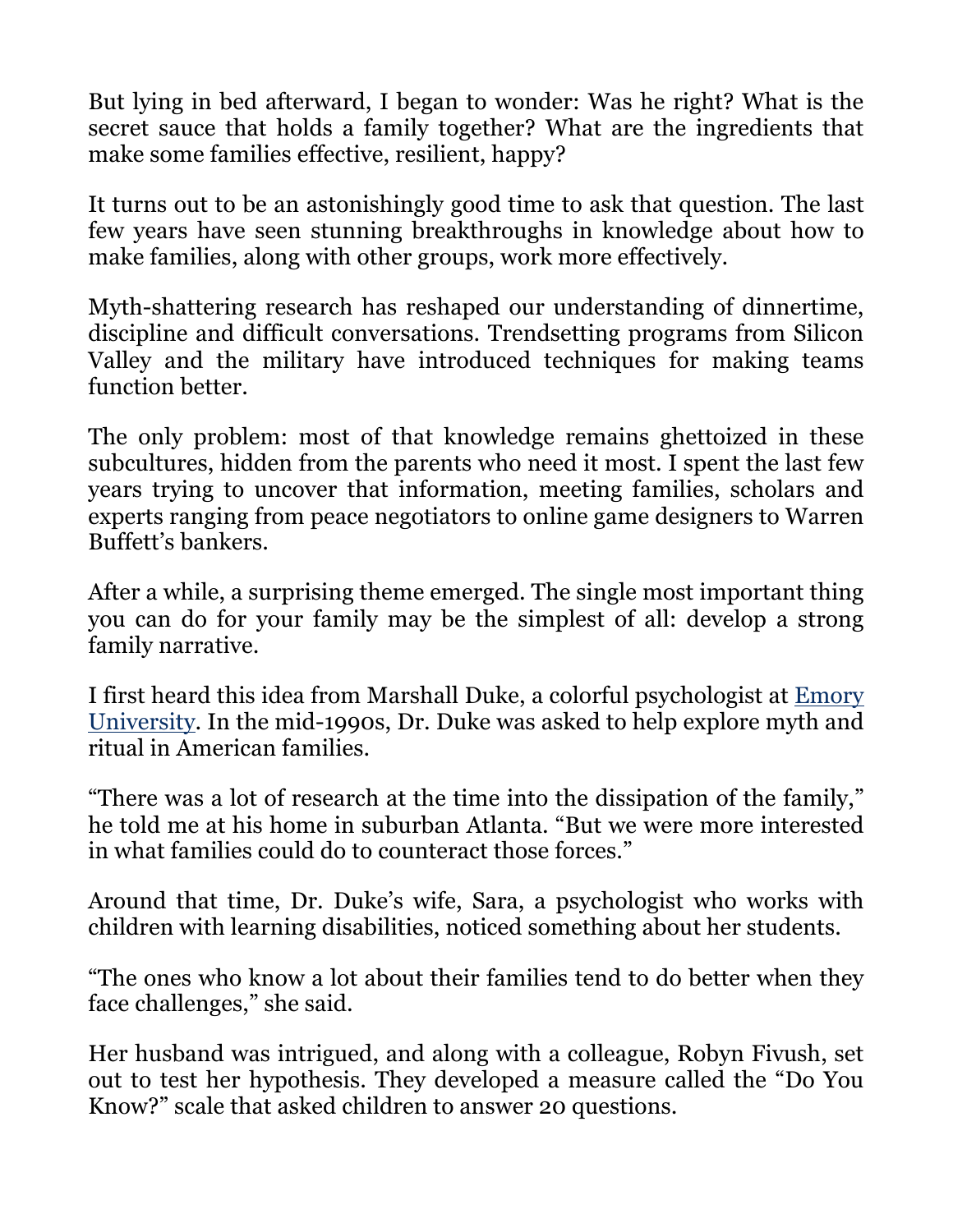But lying in bed afterward, I began to wonder: Was he right? What is the secret sauce that holds a family together? What are the ingredients that make some families effective, resilient, happy?

It turns out to be an astonishingly good time to ask that question. The last few years have seen stunning breakthroughs in knowledge about how to make families, along with other groups, work more effectively.

Myth-shattering research has reshaped our understanding of dinnertime, discipline and difficult conversations. Trendsetting programs from Silicon Valley and the military have introduced techniques for making teams function better.

The only problem: most of that knowledge remains ghettoized in these subcultures, hidden from the parents who need it most. I spent the last few years trying to uncover that information, meeting families, scholars and experts ranging from peace negotiators to online game designers to Warren Buffett's bankers.

After a while, a surprising theme emerged. The single most important thing you can do for your family may be the simplest of all: develop a strong family narrative.

I first heard this idea from Marshall Duke, a colorful psychologist at Emory University. In the mid-1990s, Dr. Duke was asked to help explore myth and ritual in American families.

"There was a lot of research at the time into the dissipation of the family," he told me at his home in suburban Atlanta. "But we were more interested in what families could do to counteract those forces."

Around that time, Dr. Duke's wife, Sara, a psychologist who works with children with learning disabilities, noticed something about her students.

"The ones who know a lot about their families tend to do better when they face challenges," she said.

Her husband was intrigued, and along with a colleague, Robyn Fivush, set out to test her hypothesis. They developed a measure called the "Do You Know?" scale that asked children to answer 20 questions.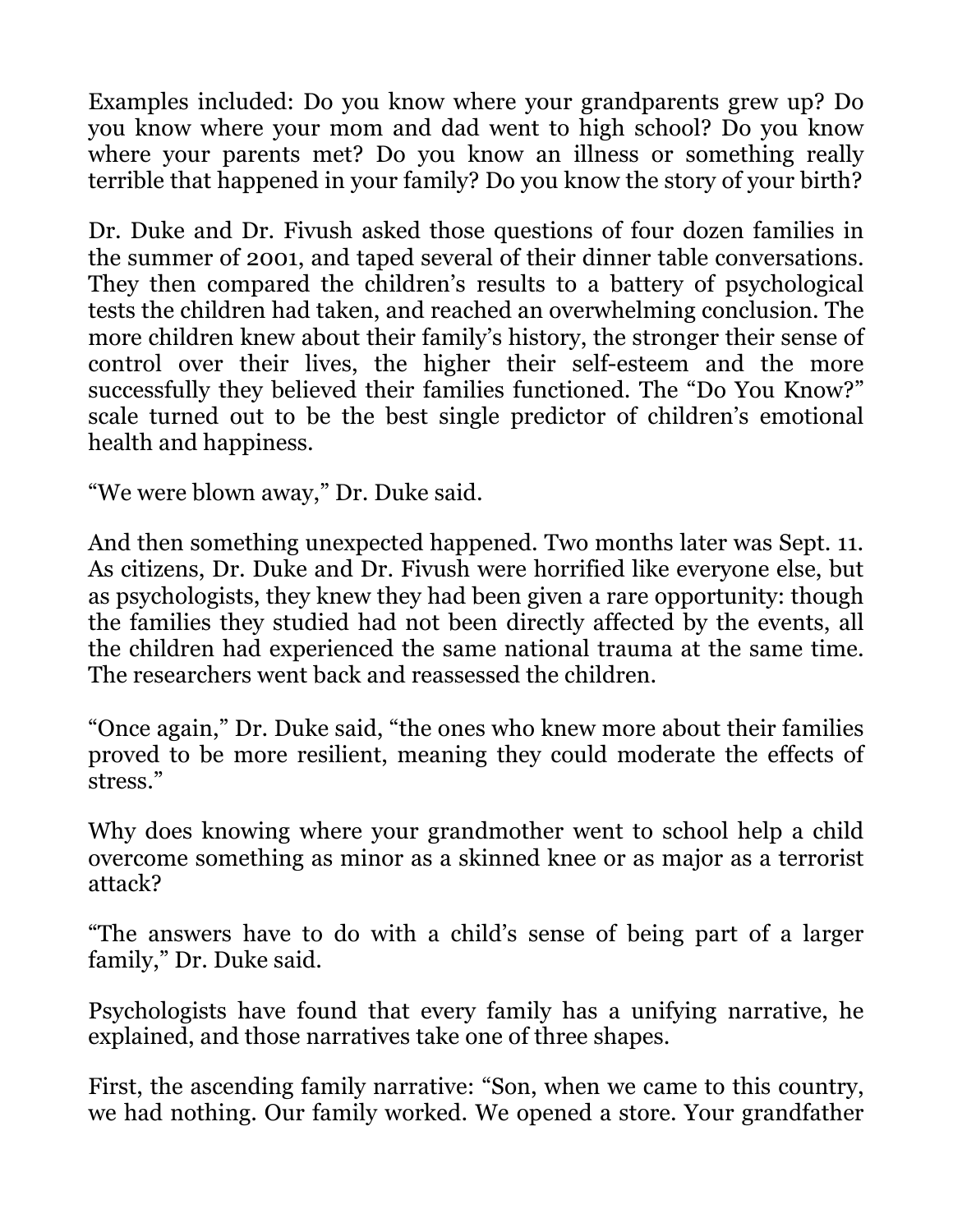Examples included: Do you know where your grandparents grew up? Do you know where your mom and dad went to high school? Do you know where your parents met? Do you know an illness or something really terrible that happened in your family? Do you know the story of your birth?

Dr. Duke and Dr. Fivush asked those questions of four dozen families in the summer of 2001, and taped several of their dinner table conversations. They then compared the children's results to a battery of psychological tests the children had taken, and reached an overwhelming conclusion. The more children knew about their family's history, the stronger their sense of control over their lives, the higher their self-esteem and the more successfully they believed their families functioned. The "Do You Know?" scale turned out to be the best single predictor of children's emotional health and happiness.

"We were blown away," Dr. Duke said.

And then something unexpected happened. Two months later was Sept. 11. As citizens, Dr. Duke and Dr. Fivush were horrified like everyone else, but as psychologists, they knew they had been given a rare opportunity: though the families they studied had not been directly affected by the events, all the children had experienced the same national trauma at the same time. The researchers went back and reassessed the children.

"Once again," Dr. Duke said, "the ones who knew more about their families proved to be more resilient, meaning they could moderate the effects of stress."

Why does knowing where your grandmother went to school help a child overcome something as minor as a skinned knee or as major as a terrorist attack?

"The answers have to do with a child's sense of being part of a larger family," Dr. Duke said.

Psychologists have found that every family has a unifying narrative, he explained, and those narratives take one of three shapes.

First, the ascending family narrative: "Son, when we came to this country, we had nothing. Our family worked. We opened a store. Your grandfather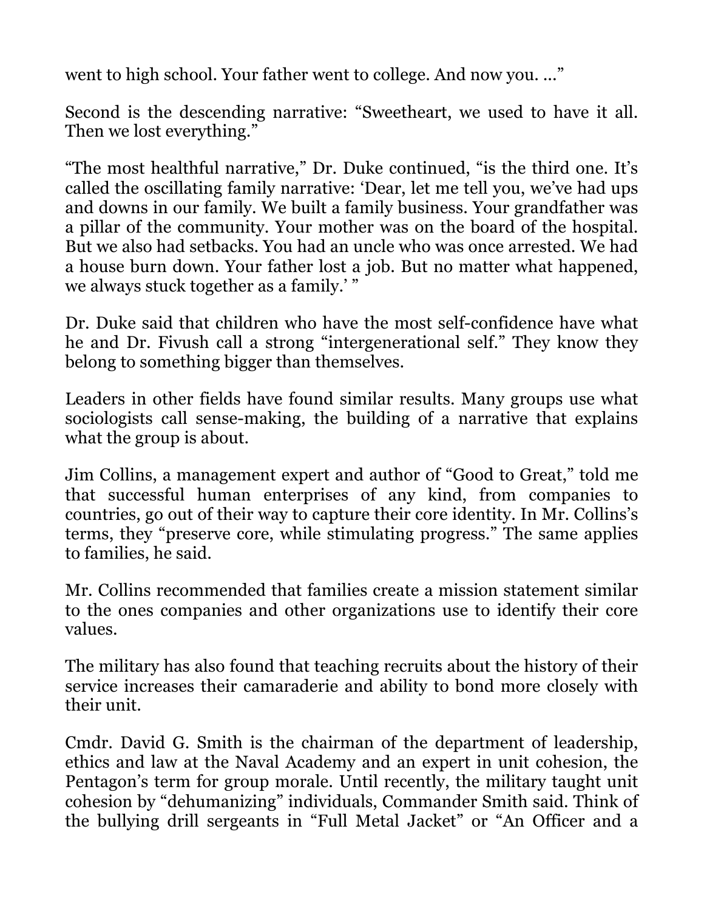went to high school. Your father went to college. And now you. ...”

Second is the descending narrative: “Sweetheart, we used to have it all. Then we lost everything.”

“The most healthful narrative,” Dr. Duke continued, “is the third one. It’s called the oscillating family narrative: ‘Dear, let me tell you, we’ve had ups and downs in our family. We built a family business. Your grandfather was a pillar of the community. Your mother was on the board of the hospital. But we also had setbacks. You had an uncle who was once arrested. We had a house burn down. Your father lost a job. But no matter what happened, we always stuck together as a family.’ ”

Dr. Duke said that children who have the most self-confidence have what he and Dr. Fivush call a strong “intergenerational self.” They know they belong to something bigger than themselves.

Leaders in other fields have found similar results. Many groups use what sociologists call sense-making, the building of a narrative that explains what the group is about.

Jim Collins, a management expert and author of “Good to Great,” told me that successful human enterprises of any kind, from companies to countries, go out of their way to capture their core identity. In Mr. Collins’s terms, they “preserve core, while stimulating progress.” The same applies to families, he said.

Mr. Collins recommended that families create a mission statement similar to the ones companies and other organizations use to identify their core values.

The military has also found that teaching recruits about the history of their service increases their camaraderie and ability to bond more closely with their unit.

Cmdr. David G. Smith is the chairman of the department of leadership, ethics and law at the Naval Academy and an expert in unit cohesion, the Pentagon’s term for group morale. Until recently, the military taught unit cohesion by “dehumanizing” individuals, Commander Smith said. Think of the bullying drill sergeants in “Full Metal Jacket” or “An Officer and a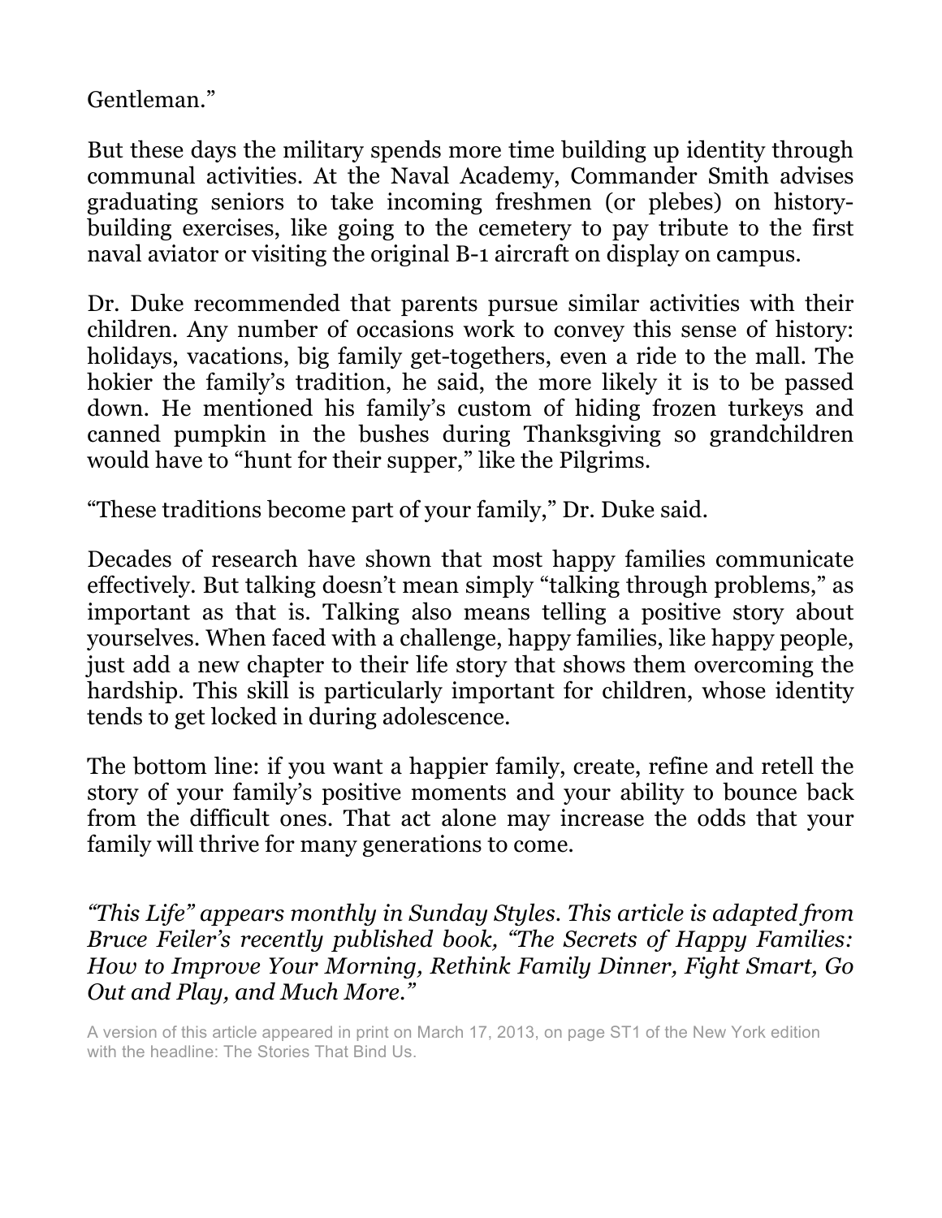Gentleman."

But these days the military spends more time building up identity through communal activities. At the Naval Academy, Commander Smith advises graduating seniors to take incoming freshmen (or plebes) on history-building exercises, like going to the cemetery to pay tribute to the first naval aviator or visiting the original B-1 aircraft on display on campus.

Dr. Duke recommended that parents pursue similar activities with their children. Any number of occasions work to convey this sense of history: holidays, vacations, big family get-togethers, even a ride to the mall. The hokier the family's tradition, he said, the more likely it is to be passed down. He mentioned his family's custom of hiding frozen turkeys and canned pumpkin in the bushes during Thanksgiving so grandchildren would have to "hunt for their supper," like the Pilgrims.

"These traditions become part of your family," Dr. Duke said.

Decades of research have shown that most happy families communicate effectively. But talking doesn't mean simply "talking through problems," as important as that is. Talking also means telling a positive story about yourselves. When faced with a challenge, happy families, like happy people, just add a new chapter to their life story that shows them overcoming the hardship. This skill is particularly important for children, whose identity tends to get locked in during adolescence.

The bottom line: if you want a happier family, create, refine and retell the story of your family's positive moments and your ability to bounce back from the difficult ones. That act alone may increase the odds that your family will thrive for many generations to come.

*"This Life" appears monthly in Sunday Styles. This article is adapted from Bruce Feiler's recently published book, "The Secrets of Happy Families: How to Improve Your Morning, Rethink Family Dinner, Fight Smart, Go Out and Play, and Much More."*

A version of this article appeared in print on March 17, 2013, on page ST1 of the New York edition with the headline: The Stories That Bind Us.